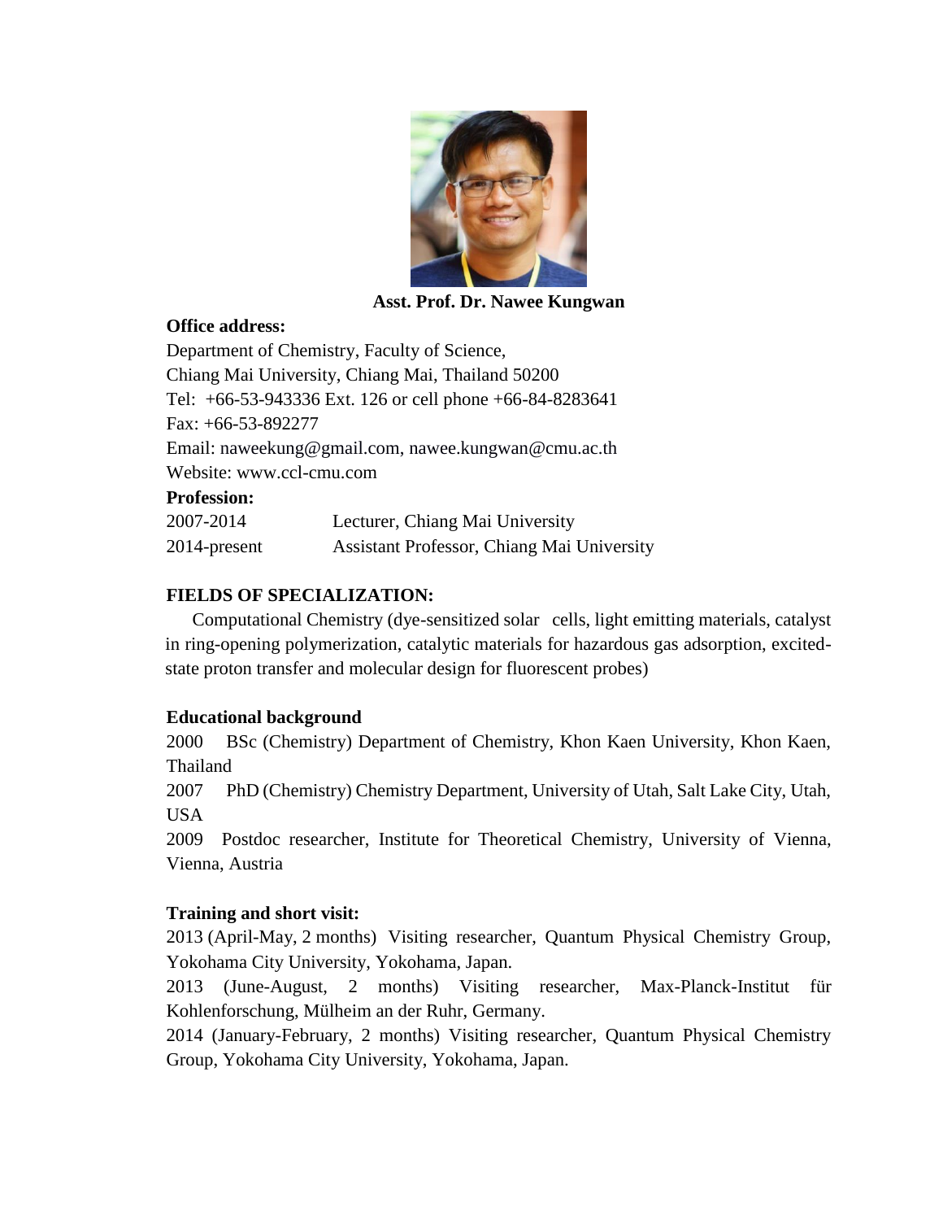**Asst. Prof. Dr. Nawee Kungwan**

**Office address:**

Department of Chemistry, Faculty of Science,
Chiang Mai University, Chiang Mai, Thailand 50200
Tel: +66-53-943336 Ext. 126 or cell phone +66-84-8283641
Fax: +66-53-892277
Email: naweekung@gmail.com, nawee.kungwan@cmu.ac.th
Website: www.ccl-cmu.com

**Profession:**

| | |
|---|---|
| 2007-2014 | Lecturer, Chiang Mai University |
| 2014-present | Assistant Professor, Chiang Mai University |

**FIELDS OF SPECIALIZATION:**

Computational Chemistry (dye-sensitized solar cells, light emitting materials, catalyst in ring-opening polymerization, catalytic materials for hazardous gas adsorption, excited-state proton transfer and molecular design for fluorescent probes)

**Educational background**

2000 BSc (Chemistry) Department of Chemistry, Khon Kaen University, Khon Kaen, Thailand

2007 PhD (Chemistry) Chemistry Department, University of Utah, Salt Lake City, Utah, USA

2009 Postdoc researcher, Institute for Theoretical Chemistry, University of Vienna, Vienna, Austria

**Training and short visit:**

2013 (April-May, 2 months) Visiting researcher, Quantum Physical Chemistry Group, Yokohama City University, Yokohama, Japan.

2013 (June-August, 2 months) Visiting researcher, Max-Planck-Institut für Kohlenforschung, Mülheim an der Ruhr, Germany.

2014 (January-February, 2 months) Visiting researcher, Quantum Physical Chemistry Group, Yokohama City University, Yokohama, Japan.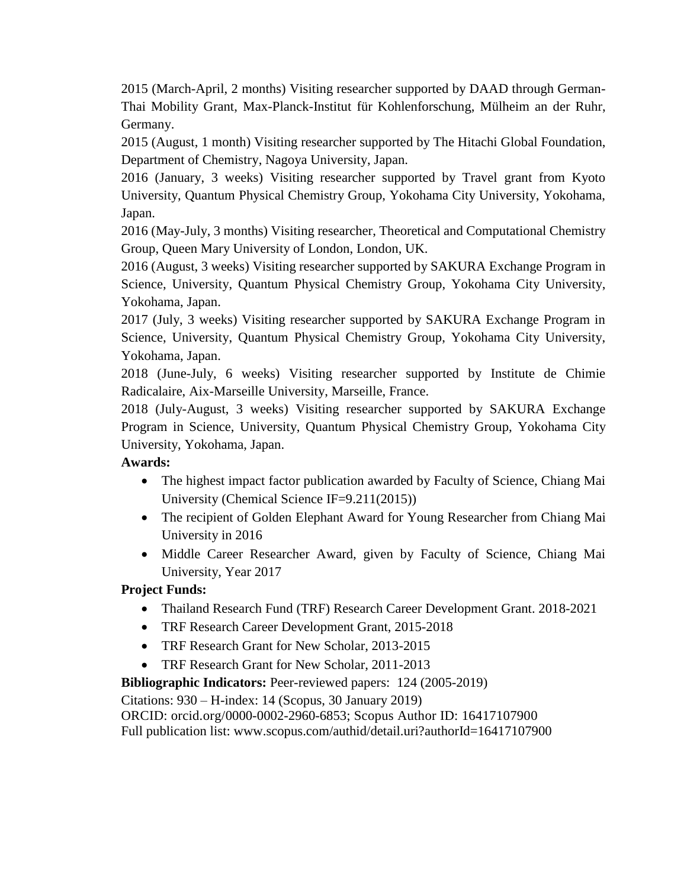2015 (March-April, 2 months) Visiting researcher supported by DAAD through German-Thai Mobility Grant, Max-Planck-Institut für Kohlenforschung, Mülheim an der Ruhr, Germany.

2015 (August, 1 month) Visiting researcher supported by The Hitachi Global Foundation, Department of Chemistry, Nagoya University, Japan.

2016 (January, 3 weeks) Visiting researcher supported by Travel grant from Kyoto University, Quantum Physical Chemistry Group, Yokohama City University, Yokohama, Japan.

2016 (May-July, 3 months) Visiting researcher, Theoretical and Computational Chemistry Group, Queen Mary University of London, London, UK.

2016 (August, 3 weeks) Visiting researcher supported by SAKURA Exchange Program in Science, University, Quantum Physical Chemistry Group, Yokohama City University, Yokohama, Japan.

2017 (July, 3 weeks) Visiting researcher supported by SAKURA Exchange Program in Science, University, Quantum Physical Chemistry Group, Yokohama City University, Yokohama, Japan.

2018 (June-July, 6 weeks) Visiting researcher supported by Institute de Chimie Radicalaire, Aix-Marseille University, Marseille, France.

2018 (July-August, 3 weeks) Visiting researcher supported by SAKURA Exchange Program in Science, University, Quantum Physical Chemistry Group, Yokohama City University, Yokohama, Japan.

**Awards:**

- The highest impact factor publication awarded by Faculty of Science, Chiang Mai University (Chemical Science IF=9.211(2015))
- The recipient of Golden Elephant Award for Young Researcher from Chiang Mai University in 2016
- Middle Career Researcher Award, given by Faculty of Science, Chiang Mai University, Year 2017

**Project Funds:**

- Thailand Research Fund (TRF) Research Career Development Grant. 2018-2021
- TRF Research Career Development Grant, 2015-2018
- TRF Research Grant for New Scholar, 2013-2015
- TRF Research Grant for New Scholar, 2011-2013

**Bibliographic Indicators:** Peer-reviewed papers: 124 (2005-2019)

Citations: 930 – H-index: 14 (Scopus, 30 January 2019)

ORCID: orcid.org/0000-0002-2960-6853; Scopus Author ID: 16417107900

Full publication list: www.scopus.com/authid/detail.uri?authorId=16417107900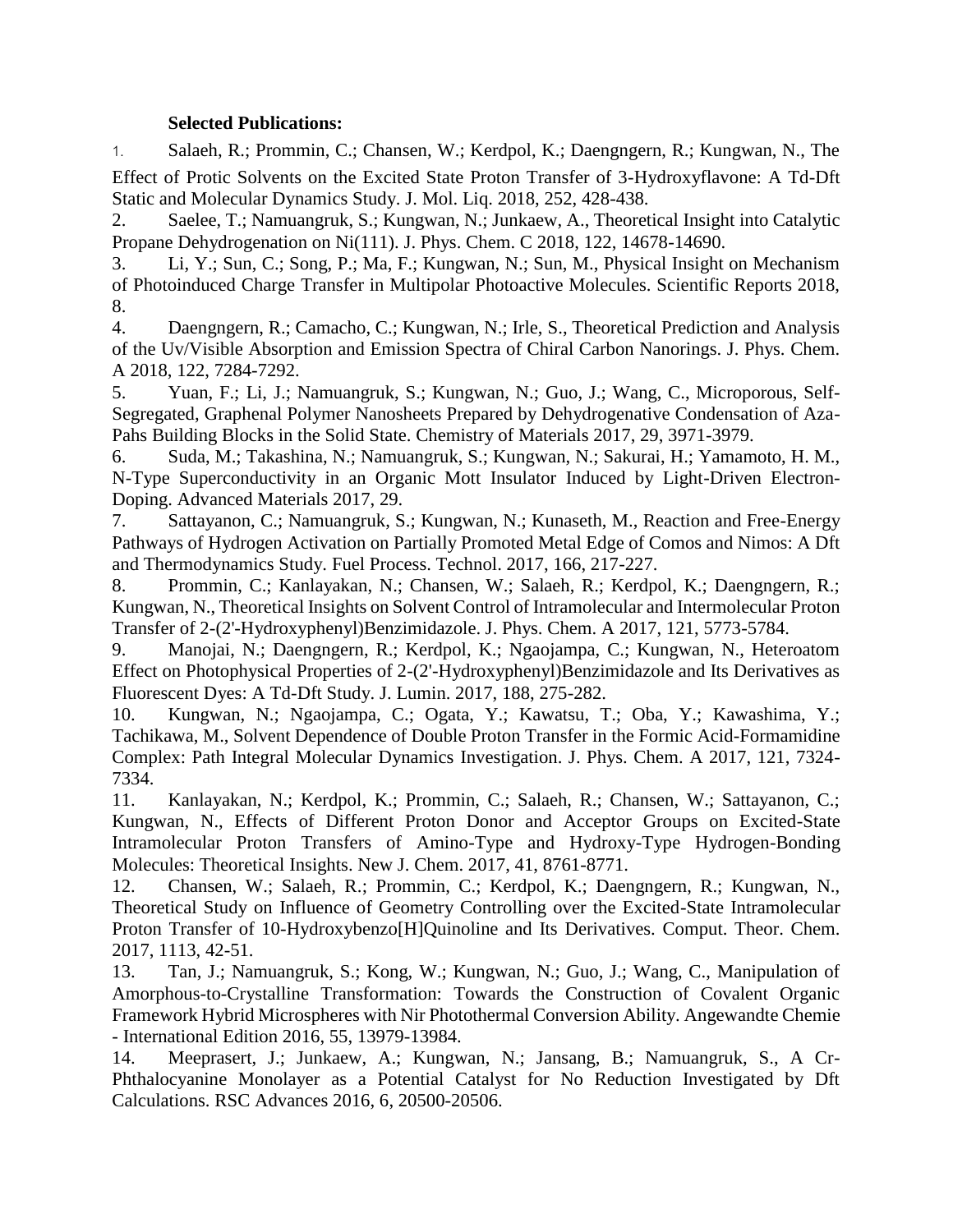**Selected Publications:**

1. Salaeh, R.; Prommin, C.; Chansen, W.; Kerdpol, K.; Daengngern, R.; Kungwan, N., The Effect of Protic Solvents on the Excited State Proton Transfer of 3-Hydroxyflavone: A Td-Dft Static and Molecular Dynamics Study. J. Mol. Liq. 2018, 252, 428-438.
2. Saelee, T.; Namuangruk, S.; Kungwan, N.; Junkaew, A., Theoretical Insight into Catalytic Propane Dehydrogenation on Ni(111). J. Phys. Chem. C 2018, 122, 14678-14690.
3. Li, Y.; Sun, C.; Song, P.; Ma, F.; Kungwan, N.; Sun, M., Physical Insight on Mechanism of Photoinduced Charge Transfer in Multipolar Photoactive Molecules. Scientific Reports 2018, 8.
4. Daengngern, R.; Camacho, C.; Kungwan, N.; Irle, S., Theoretical Prediction and Analysis of the Uv/Visible Absorption and Emission Spectra of Chiral Carbon Nanorings. J. Phys. Chem. A 2018, 122, 7284-7292.
5. Yuan, F.; Li, J.; Namuangruk, S.; Kungwan, N.; Guo, J.; Wang, C., Microporous, Self-Segregated, Graphenal Polymer Nanosheets Prepared by Dehydrogenative Condensation of Aza-Pahs Building Blocks in the Solid State. Chemistry of Materials 2017, 29, 3971-3979.
6. Suda, M.; Takashina, N.; Namuangruk, S.; Kungwan, N.; Sakurai, H.; Yamamoto, H. M., N-Type Superconductivity in an Organic Mott Insulator Induced by Light-Driven Electron-Doping. Advanced Materials 2017, 29.
7. Sattayanon, C.; Namuangruk, S.; Kungwan, N.; Kunaseth, M., Reaction and Free-Energy Pathways of Hydrogen Activation on Partially Promoted Metal Edge of Comos and Nimos: A Dft and Thermodynamics Study. Fuel Process. Technol. 2017, 166, 217-227.
8. Prommin, C.; Kanlayakan, N.; Chansen, W.; Salaeh, R.; Kerdpol, K.; Daengngern, R.; Kungwan, N., Theoretical Insights on Solvent Control of Intramolecular and Intermolecular Proton Transfer of 2-(2'-Hydroxyphenyl)Benzimidazole. J. Phys. Chem. A 2017, 121, 5773-5784.
9. Manojai, N.; Daengngern, R.; Kerdpol, K.; Ngaojampa, C.; Kungwan, N., Heteroatom Effect on Photophysical Properties of 2-(2'-Hydroxyphenyl)Benzimidazole and Its Derivatives as Fluorescent Dyes: A Td-Dft Study. J. Lumin. 2017, 188, 275-282.
10. Kungwan, N.; Ngaojampa, C.; Ogata, Y.; Kawatsu, T.; Oba, Y.; Kawashima, Y.; Tachikawa, M., Solvent Dependence of Double Proton Transfer in the Formic Acid-Formamidine Complex: Path Integral Molecular Dynamics Investigation. J. Phys. Chem. A 2017, 121, 7324-7334.
11. Kanlayakan, N.; Kerdpol, K.; Prommin, C.; Salaeh, R.; Chansen, W.; Sattayanon, C.; Kungwan, N., Effects of Different Proton Donor and Acceptor Groups on Excited-State Intramolecular Proton Transfers of Amino-Type and Hydroxy-Type Hydrogen-Bonding Molecules: Theoretical Insights. New J. Chem. 2017, 41, 8761-8771.
12. Chansen, W.; Salaeh, R.; Prommin, C.; Kerdpol, K.; Daengngern, R.; Kungwan, N., Theoretical Study on Influence of Geometry Controlling over the Excited-State Intramolecular Proton Transfer of 10-Hydroxybenzo[H]Quinoline and Its Derivatives. Comput. Theor. Chem. 2017, 1113, 42-51.
13. Tan, J.; Namuangruk, S.; Kong, W.; Kungwan, N.; Guo, J.; Wang, C., Manipulation of Amorphous-to-Crystalline Transformation: Towards the Construction of Covalent Organic Framework Hybrid Microspheres with Nir Photothermal Conversion Ability. Angewandte Chemie - International Edition 2016, 55, 13979-13984.
14. Meeprasert, J.; Junkaew, A.; Kungwan, N.; Jansang, B.; Namuangruk, S., A Cr-Phthalocyanine Monolayer as a Potential Catalyst for No Reduction Investigated by Dft Calculations. RSC Advances 2016, 6, 20500-20506.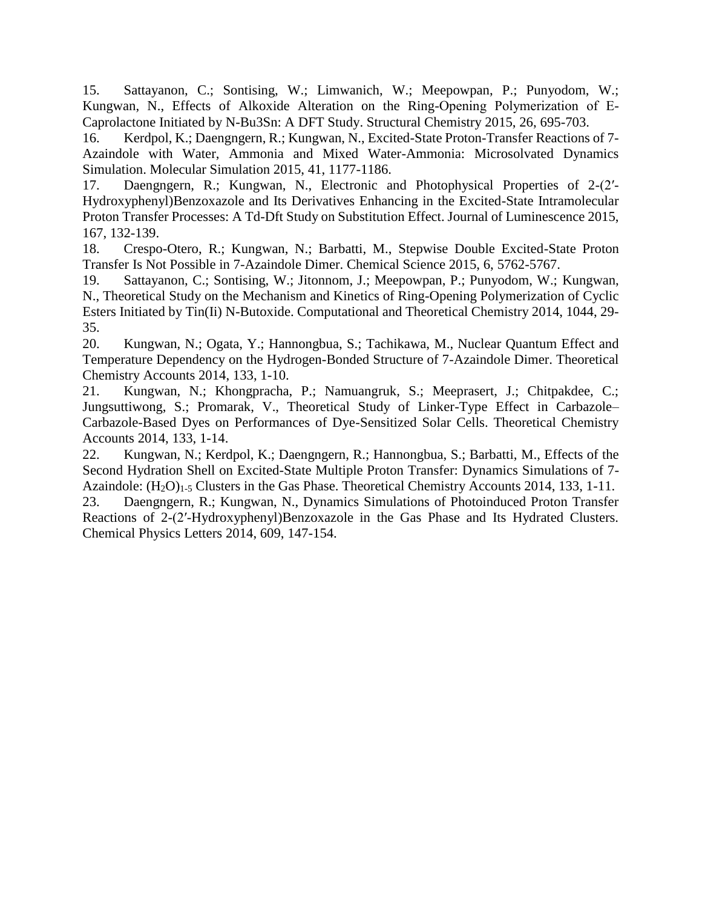15. Sattayanon, C.; Sontising, W.; Limwanich, W.; Meepowpan, P.; Punyodom, W.; Kungwan, N., Effects of Alkoxide Alteration on the Ring-Opening Polymerization of E-Caprolactone Initiated by N-Bu3Sn: A DFT Study. Structural Chemistry 2015, 26, 695-703.
16. Kerdpol, K.; Daengngern, R.; Kungwan, N., Excited-State Proton-Transfer Reactions of 7-Azaindole with Water, Ammonia and Mixed Water-Ammonia: Microsolvated Dynamics Simulation. Molecular Simulation 2015, 41, 1177-1186.
17. Daengngern, R.; Kungwan, N., Electronic and Photophysical Properties of 2-(2′-Hydroxyphenyl)Benzoxazole and Its Derivatives Enhancing in the Excited-State Intramolecular Proton Transfer Processes: A Td-Dft Study on Substitution Effect. Journal of Luminescence 2015, 167, 132-139.
18. Crespo-Otero, R.; Kungwan, N.; Barbatti, M., Stepwise Double Excited-State Proton Transfer Is Not Possible in 7-Azaindole Dimer. Chemical Science 2015, 6, 5762-5767.
19. Sattayanon, C.; Sontising, W.; Jitonnom, J.; Meepowpan, P.; Punyodom, W.; Kungwan, N., Theoretical Study on the Mechanism and Kinetics of Ring-Opening Polymerization of Cyclic Esters Initiated by Tin(Ii) N-Butoxide. Computational and Theoretical Chemistry 2014, 1044, 29-35.
20. Kungwan, N.; Ogata, Y.; Hannongbua, S.; Tachikawa, M., Nuclear Quantum Effect and Temperature Dependency on the Hydrogen-Bonded Structure of 7-Azaindole Dimer. Theoretical Chemistry Accounts 2014, 133, 1-10.
21. Kungwan, N.; Khongpracha, P.; Namuangruk, S.; Meeprasert, J.; Chitpakdee, C.; Jungsuttiwong, S.; Promarak, V., Theoretical Study of Linker-Type Effect in Carbazole–Carbazole-Based Dyes on Performances of Dye-Sensitized Solar Cells. Theoretical Chemistry Accounts 2014, 133, 1-14.
22. Kungwan, N.; Kerdpol, K.; Daengngern, R.; Hannongbua, S.; Barbatti, M., Effects of the Second Hydration Shell on Excited-State Multiple Proton Transfer: Dynamics Simulations of 7-Azaindole: $(H_2O)_{1-5}$ Clusters in the Gas Phase. Theoretical Chemistry Accounts 2014, 133, 1-11.
23. Daengngern, R.; Kungwan, N., Dynamics Simulations of Photoinduced Proton Transfer Reactions of 2-(2′-Hydroxyphenyl)Benzoxazole in the Gas Phase and Its Hydrated Clusters. Chemical Physics Letters 2014, 609, 147-154.